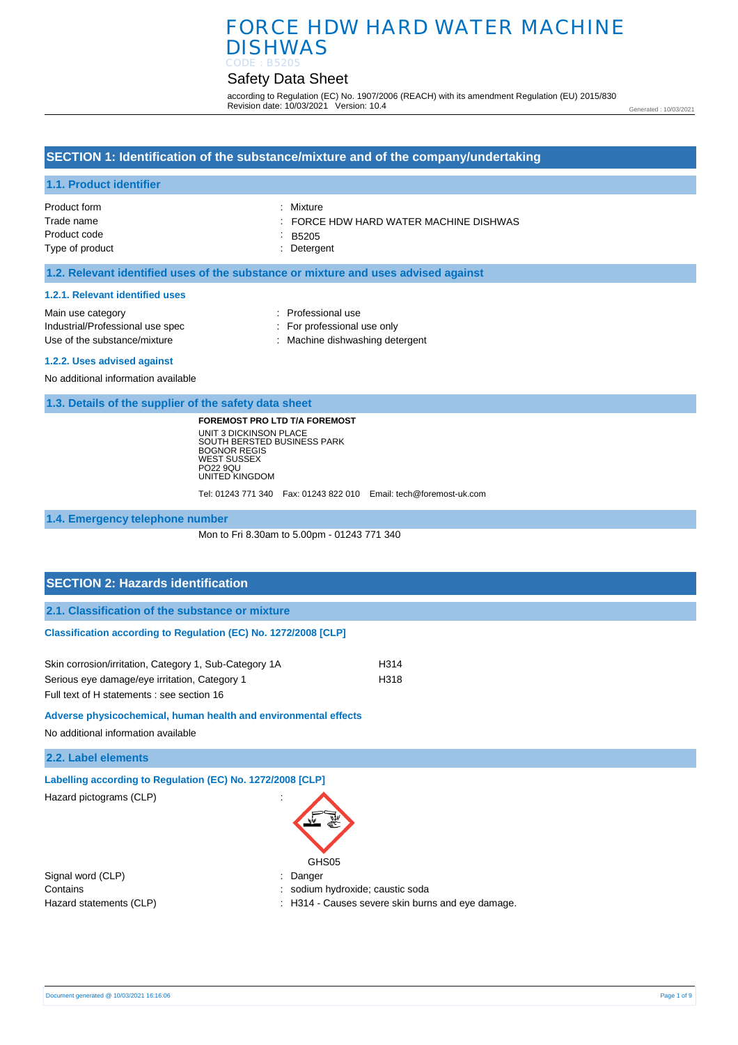# FORCE HDW HARD WATER MACHINE DISHWAS

CODE : B5205

## Safety Data Sheet

according to Regulation (EC) No. 1907/2006 (REACH) with its amendment Regulation (EU) 2015/830
Revision date: 10/03/2021 Version: 10.4

Generated : 10/03/2021

## SECTION 1: Identification of the substance/mixture and of the company/undertaking

### 1.1. Product identifier

| | |
|---|---|
| Product form | : Mixture |
| Trade name | : FORCE HDW HARD WATER MACHINE DISHWAS |
| Product code | : B5205 |
| Type of product | : Detergent |

### 1.2. Relevant identified uses of the substance or mixture and uses advised against

#### 1.2.1. Relevant identified uses

| | |
|---|---|
| Main use category | : Professional use |
| Industrial/Professional use spec | : For professional use only |
| Use of the substance/mixture | : Machine dishwashing detergent |

#### 1.2.2. Uses advised against

No additional information available

### 1.3. Details of the supplier of the safety data sheet

**FOREMOST PRO LTD T/A FOREMOST**
UNIT 3 DICKINSON PLACE
SOUTH BERSTED BUSINESS PARK
BOGNOR REGIS
WEST SUSSEX
PO22 9QU
UNITED KINGDOM

Tel: 01243 771 340 Fax: 01243 822 010 Email: tech@foremost-uk.com

### 1.4. Emergency telephone number

Mon to Fri 8.30am to 5.00pm - 01243 771 340

## SECTION 2: Hazards identification

### 2.1. Classification of the substance or mixture

#### Classification according to Regulation (EC) No. 1272/2008 [CLP]

| | |
|---|---|
| Skin corrosion/irritation, Category 1, Sub-Category 1A | H314 |
| Serious eye damage/eye irritation, Category 1 | H318 |

Full text of H statements : see section 16

#### Adverse physicochemical, human health and environmental effects

No additional information available

### 2.2. Label elements

#### Labelling according to Regulation (EC) No. 1272/2008 [CLP]

Hazard pictograms (CLP) :

GHS05

| | |
|---|---|
| Signal word (CLP) | : Danger |
| Contains | : sodium hydroxide; caustic soda |
| Hazard statements (CLP) | : H314 - Causes severe skin burns and eye damage. |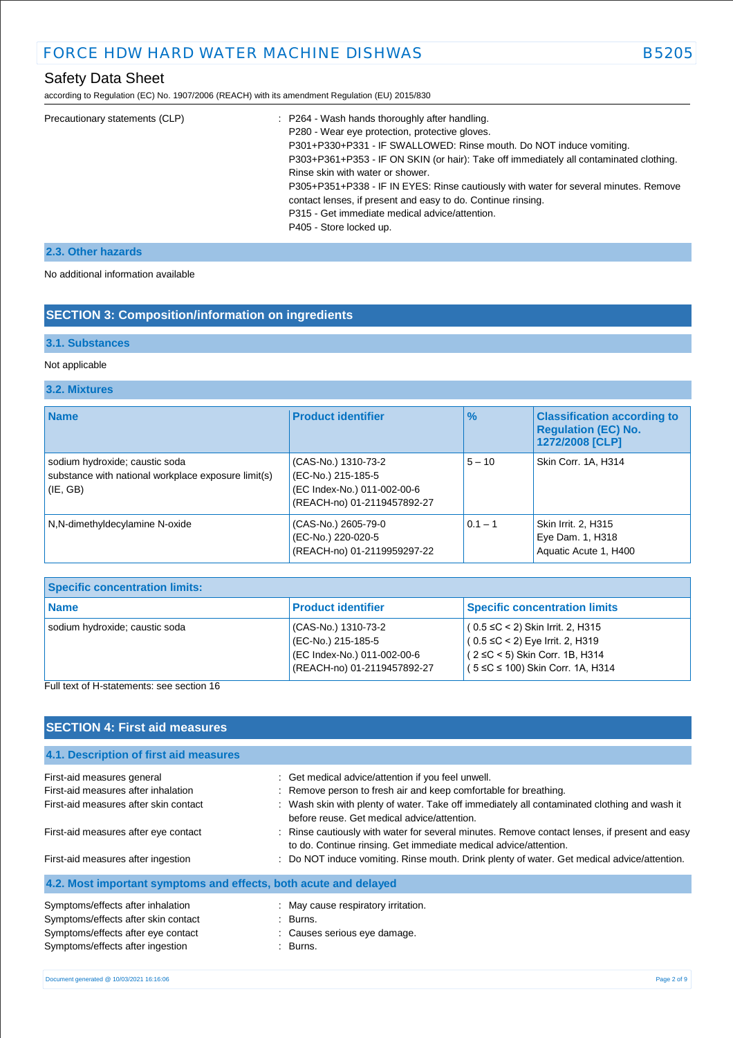Precautionary statements (CLP) : P264 - Wash hands thoroughly after handling.
P280 - Wear eye protection, protective gloves.
P301+P330+P331 - IF SWALLOWED: Rinse mouth. Do NOT induce vomiting.
P303+P361+P353 - IF ON SKIN (or hair): Take off immediately all contaminated clothing. Rinse skin with water or shower.
P305+P351+P338 - IF IN EYES: Rinse cautiously with water for several minutes. Remove contact lenses, if present and easy to do. Continue rinsing.
P315 - Get immediate medical advice/attention.
P405 - Store locked up.

### 2.3. Other hazards

No additional information available

## SECTION 3: Composition/information on ingredients

### 3.1. Substances

Not applicable

### 3.2. Mixtures

| Name | Product identifier | % | Classification according to Regulation (EC) No. 1272/2008 [CLP] |
|---|---|---|---|
| sodium hydroxide; caustic soda<br>substance with national workplace exposure limit(s) (IE, GB) | (CAS-No.) 1310-73-2<br>(EC-No.) 215-185-5<br>(EC Index-No.) 011-002-00-6<br>(REACH-no) 01-2119457892-27 | 5 – 10 | Skin Corr. 1A, H314 |
| N,N-dimethyldecylamine N-oxide | (CAS-No.) 2605-79-0<br>(EC-No.) 220-020-5<br>(REACH-no) 01-2119959297-22 | 0.1 – 1 | Skin Irrit. 2, H315<br>Eye Dam. 1, H318<br>Aquatic Acute 1, H400 |

| Specific concentration limits: | | |
|---|---|---|
| **Name** | **Product identifier** | **Specific concentration limits** |
| sodium hydroxide; caustic soda | (CAS-No.) 1310-73-2<br>(EC-No.) 215-185-5<br>(EC Index-No.) 011-002-00-6<br>(REACH-no) 01-2119457892-27 | ( 0.5 ≤C < 2) Skin Irrit. 2, H315<br>( 0.5 ≤C < 2) Eye Irrit. 2, H319<br>( 2 ≤C < 5) Skin Corr. 1B, H314<br>( 5 ≤C ≤ 100) Skin Corr. 1A, H314 |

Full text of H-statements: see section 16

## SECTION 4: First aid measures

### 4.1. Description of first aid measures

First-aid measures general : Get medical advice/attention if you feel unwell.

First-aid measures after inhalation : Remove person to fresh air and keep comfortable for breathing.

First-aid measures after skin contact : Wash skin with plenty of water. Take off immediately all contaminated clothing and wash it before reuse. Get medical advice/attention.

First-aid measures after eye contact : Rinse cautiously with water for several minutes. Remove contact lenses, if present and easy to do. Continue rinsing. Get immediate medical advice/attention.

First-aid measures after ingestion : Do NOT induce vomiting. Rinse mouth. Drink plenty of water. Get medical advice/attention.

### 4.2. Most important symptoms and effects, both acute and delayed

Symptoms/effects after inhalation : May cause respiratory irritation.

Symptoms/effects after skin contact : Burns.

Symptoms/effects after eye contact : Causes serious eye damage.

Symptoms/effects after ingestion : Burns.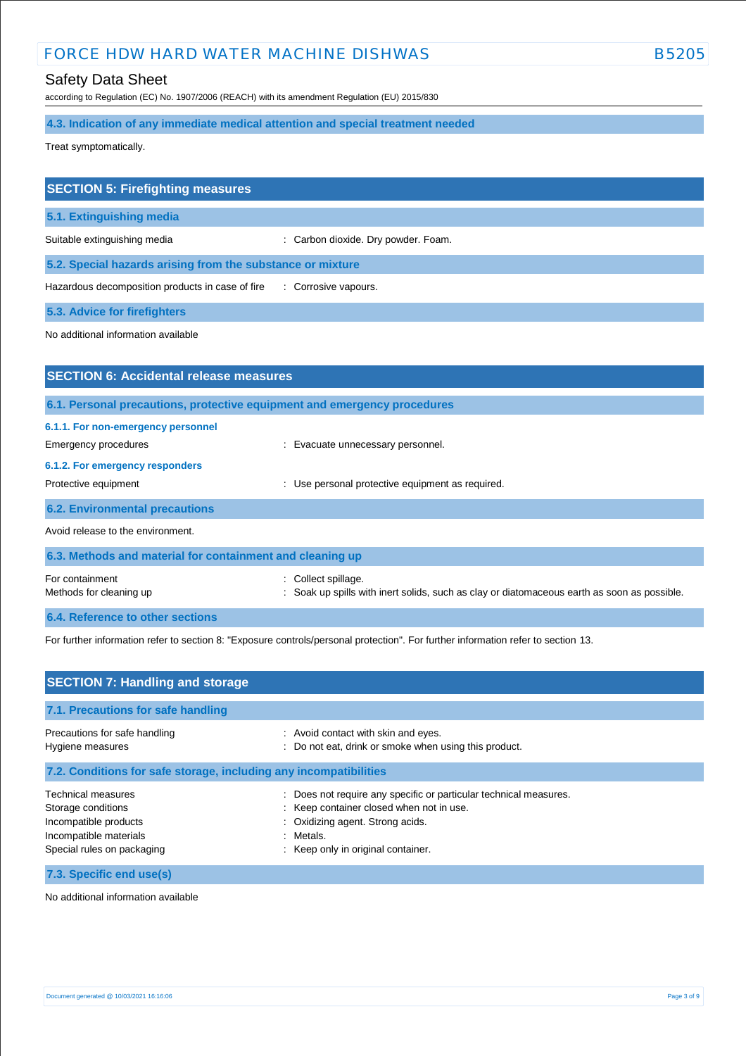### 4.3. Indication of any immediate medical attention and special treatment needed

Treat symptomatically.

## SECTION 5: Firefighting measures

### 5.1. Extinguishing media

Suitable extinguishing media : Carbon dioxide. Dry powder. Foam.

### 5.2. Special hazards arising from the substance or mixture

Hazardous decomposition products in case of fire : Corrosive vapours.

### 5.3. Advice for firefighters

No additional information available

## SECTION 6: Accidental release measures

### 6.1. Personal precautions, protective equipment and emergency procedures

#### 6.1.1. For non-emergency personnel

Emergency procedures : Evacuate unnecessary personnel.

#### 6.1.2. For emergency responders

Protective equipment : Use personal protective equipment as required.

### 6.2. Environmental precautions

Avoid release to the environment.

### 6.3. Methods and material for containment and cleaning up

For containment : Collect spillage.

Methods for cleaning up : Soak up spills with inert solids, such as clay or diatomaceous earth as soon as possible.

### 6.4. Reference to other sections

For further information refer to section 8: "Exposure controls/personal protection". For further information refer to section 13.

## SECTION 7: Handling and storage

### 7.1. Precautions for safe handling

Precautions for safe handling : Avoid contact with skin and eyes.

Hygiene measures : Do not eat, drink or smoke when using this product.

### 7.2. Conditions for safe storage, including any incompatibilities

Technical measures : Does not require any specific or particular technical measures.

Storage conditions : Keep container closed when not in use.

Incompatible products : Oxidizing agent. Strong acids.

Incompatible materials : Metals.

Special rules on packaging : Keep only in original container.

### 7.3. Specific end use(s)

No additional information available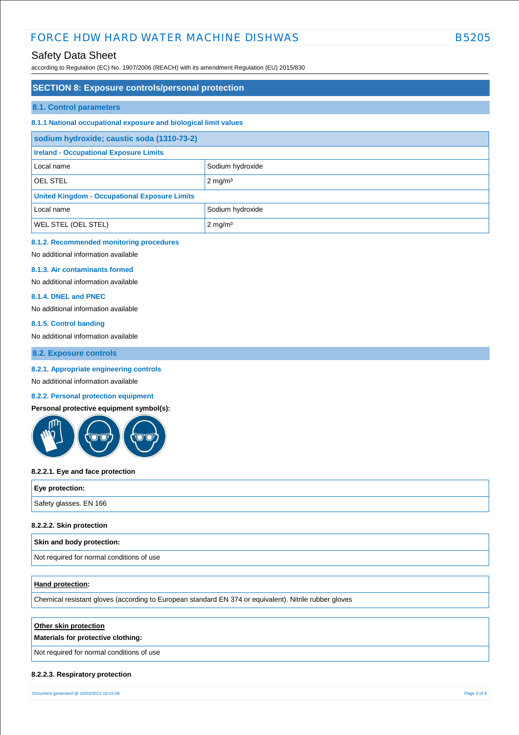## SECTION 8: Exposure controls/personal protection

### 8.1. Control parameters

#### 8.1.1 National occupational exposure and biological limit values

| sodium hydroxide; caustic soda (1310-73-2) | |
|---|---|
| **Ireland - Occupational Exposure Limits** | |
| Local name | Sodium hydroxide |
| OEL STEL | 2 mg/m³ |
| **United Kingdom - Occupational Exposure Limits** | |
| Local name | Sodium hydroxide |
| WEL STEL (OEL STEL) | 2 mg/m³ |

#### 8.1.2. Recommended monitoring procedures

No additional information available

#### 8.1.3. Air contaminants formed

No additional information available

#### 8.1.4. DNEL and PNEC

No additional information available

#### 8.1.5. Control banding

No additional information available

### 8.2. Exposure controls

#### 8.2.1. Appropriate engineering controls

No additional information available

#### 8.2.2. Personal protection equipment

**Personal protective equipment symbol(s):**

**8.2.2.1. Eye and face protection**

| Eye protection: |
|---|
| Safety glasses. EN 166 |

**8.2.2.2. Skin protection**

| Skin and body protection: |
|---|
| Not required for normal conditions of use |

| Hand protection: |
|---|
| Chemical resistant gloves (according to European standard EN 374 or equivalent). Nitrile rubber gloves |

| Other skin protection<br>**Materials for protective clothing:** |
|---|
| Not required for normal conditions of use |

**8.2.2.3. Respiratory protection**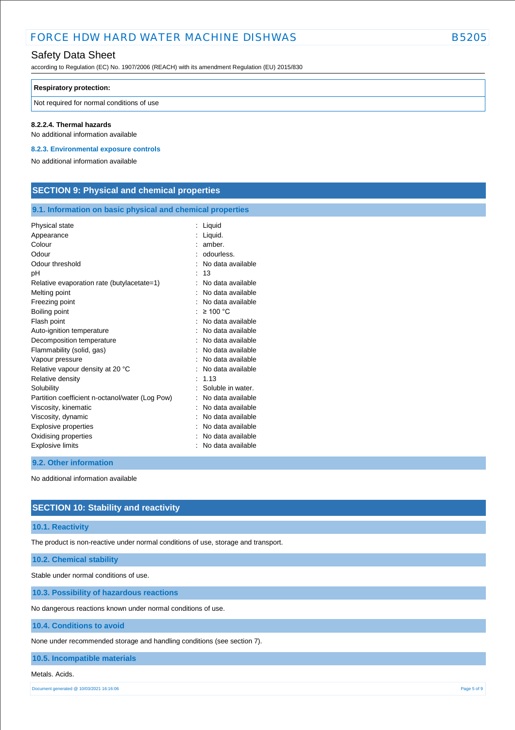| Respiratory protection: |
| --- |
| Not required for normal conditions of use |

**8.2.2.4. Thermal hazards**

No additional information available

### 8.2.3. Environmental exposure controls

No additional information available

## SECTION 9: Physical and chemical properties

### 9.1. Information on basic physical and chemical properties

| | |
| --- | --- |
| Physical state | : Liquid |
| Appearance | : Liquid. |
| Colour | : amber. |
| Odour | : odourless. |
| Odour threshold | : No data available |
| pH | : 13 |
| Relative evaporation rate (butylacetate=1) | : No data available |
| Melting point | : No data available |
| Freezing point | : No data available |
| Boiling point | : ≥ 100 °C |
| Flash point | : No data available |
| Auto-ignition temperature | : No data available |
| Decomposition temperature | : No data available |
| Flammability (solid, gas) | : No data available |
| Vapour pressure | : No data available |
| Relative vapour density at 20 °C | : No data available |
| Relative density | : 1.13 |
| Solubility | : Soluble in water. |
| Partition coefficient n-octanol/water (Log Pow) | : No data available |
| Viscosity, kinematic | : No data available |
| Viscosity, dynamic | : No data available |
| Explosive properties | : No data available |
| Oxidising properties | : No data available |
| Explosive limits | : No data available |

### 9.2. Other information

No additional information available

## SECTION 10: Stability and reactivity

### 10.1. Reactivity

The product is non-reactive under normal conditions of use, storage and transport.

### 10.2. Chemical stability

Stable under normal conditions of use.

### 10.3. Possibility of hazardous reactions

No dangerous reactions known under normal conditions of use.

### 10.4. Conditions to avoid

None under recommended storage and handling conditions (see section 7).

### 10.5. Incompatible materials

Metals. Acids.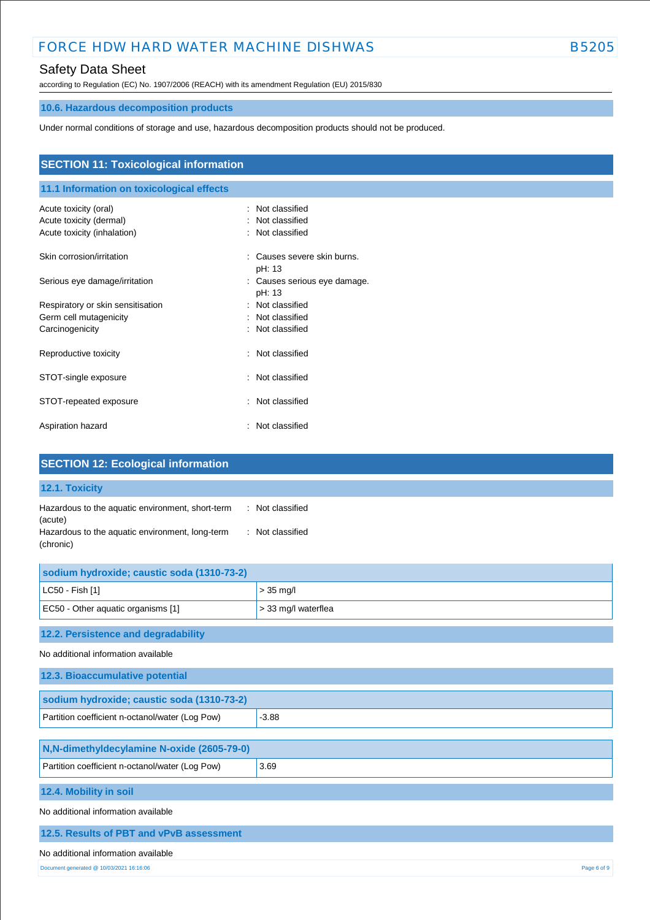### 10.6. Hazardous decomposition products

Under normal conditions of storage and use, hazardous decomposition products should not be produced.

## SECTION 11: Toxicological information

### 11.1 Information on toxicological effects

| | |
|---|---|
| Acute toxicity (oral) | : Not classified |
| Acute toxicity (dermal) | : Not classified |
| Acute toxicity (inhalation) | : Not classified |
| Skin corrosion/irritation | : Causes severe skin burns. pH: 13 |
| Serious eye damage/irritation | : Causes serious eye damage. pH: 13 |
| Respiratory or skin sensitisation | : Not classified |
| Germ cell mutagenicity | : Not classified |
| Carcinogenicity | : Not classified |
| Reproductive toxicity | : Not classified |
| STOT-single exposure | : Not classified |
| STOT-repeated exposure | : Not classified |
| Aspiration hazard | : Not classified |

## SECTION 12: Ecological information

### 12.1. Toxicity

| | |
|---|---|
| Hazardous to the aquatic environment, short-term (acute) | : Not classified |
| Hazardous to the aquatic environment, long-term (chronic) | : Not classified |

| sodium hydroxide; caustic soda (1310-73-2) | |
|---|---|
| LC50 - Fish [1] | > 35 mg/l |
| EC50 - Other aquatic organisms [1] | > 33 mg/l waterflea |

### 12.2. Persistence and degradability

No additional information available

### 12.3. Bioaccumulative potential

| sodium hydroxide; caustic soda (1310-73-2) | |
|---|---|
| Partition coefficient n-octanol/water (Log Pow) | -3.88 |

| N,N-dimethyldecylamine N-oxide (2605-79-0) | |
|---|---|
| Partition coefficient n-octanol/water (Log Pow) | 3.69 |

### 12.4. Mobility in soil

No additional information available

### 12.5. Results of PBT and vPvB assessment

No additional information available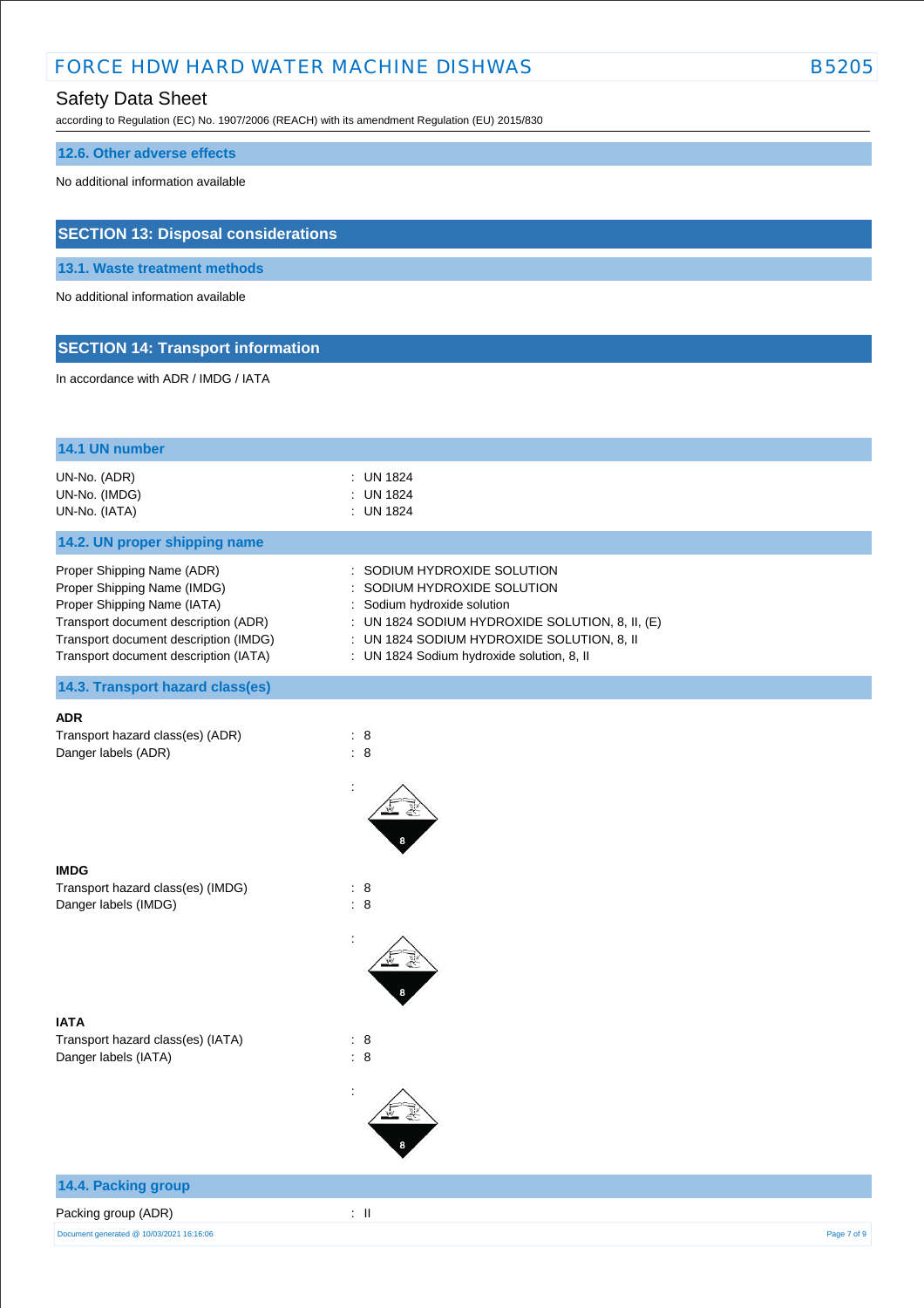### 12.6. Other adverse effects

No additional information available

## SECTION 13: Disposal considerations

### 13.1. Waste treatment methods

No additional information available

## SECTION 14: Transport information

In accordance with ADR / IMDG / IATA

### 14.1 UN number

| | |
|---|---|
| UN-No. (ADR) | : UN 1824 |
| UN-No. (IMDG) | : UN 1824 |
| UN-No. (IATA) | : UN 1824 |

### 14.2. UN proper shipping name

| | |
|---|---|
| Proper Shipping Name (ADR) | : SODIUM HYDROXIDE SOLUTION |
| Proper Shipping Name (IMDG) | : SODIUM HYDROXIDE SOLUTION |
| Proper Shipping Name (IATA) | : Sodium hydroxide solution |
| Transport document description (ADR) | : UN 1824 SODIUM HYDROXIDE SOLUTION, 8, II, (E) |
| Transport document description (IMDG) | : UN 1824 SODIUM HYDROXIDE SOLUTION, 8, II |
| Transport document description (IATA) | : UN 1824 Sodium hydroxide solution, 8, II |

### 14.3. Transport hazard class(es)

**ADR**

| | |
|---|---|
| Transport hazard class(es) (ADR) | : 8 |
| Danger labels (ADR) | : 8 |

:

**IMDG**

| | |
|---|---|
| Transport hazard class(es) (IMDG) | : 8 |
| Danger labels (IMDG) | : 8 |

:

**IATA**

| | |
|---|---|
| Transport hazard class(es) (IATA) | : 8 |
| Danger labels (IATA) | : 8 |

:

### 14.4. Packing group

| | |
|---|---|
| Packing group (ADR) | : II |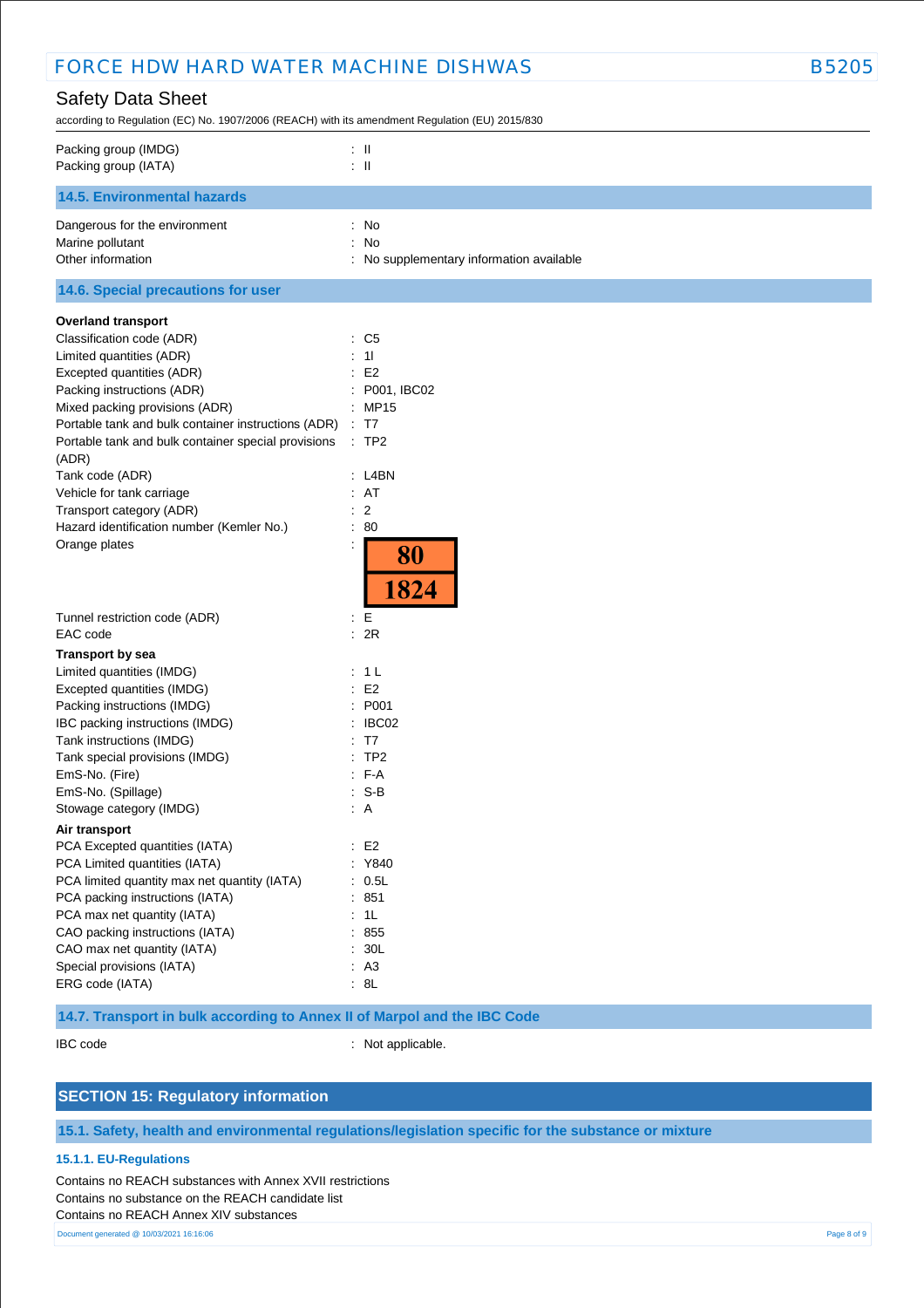| | |
|---|---|
| Packing group (IMDG) | : II |
| Packing group (IATA) | : II |

### 14.5. Environmental hazards

| | |
|---|---|
| Dangerous for the environment | : No |
| Marine pollutant | : No |
| Other information | : No supplementary information available |

### 14.6. Special precautions for user

**Overland transport**

| | |
|---|---|
| Classification code (ADR) | : C5 |
| Limited quantities (ADR) | : 1l |
| Excepted quantities (ADR) | : E2 |
| Packing instructions (ADR) | : P001, IBC02 |
| Mixed packing provisions (ADR) | : MP15 |
| Portable tank and bulk container instructions (ADR) | : T7 |
| Portable tank and bulk container special provisions (ADR) | : TP2 |
| Tank code (ADR) | : L4BN |
| Vehicle for tank carriage | : AT |
| Transport category (ADR) | : 2 |
| Hazard identification number (Kemler No.) | : 80 |
| Orange plates | : 80 / 1824 |
| Tunnel restriction code (ADR) | : E |
| EAC code | : 2R |

**Transport by sea**

| | |
|---|---|
| Limited quantities (IMDG) | : 1 L |
| Excepted quantities (IMDG) | : E2 |
| Packing instructions (IMDG) | : P001 |
| IBC packing instructions (IMDG) | : IBC02 |
| Tank instructions (IMDG) | : T7 |
| Tank special provisions (IMDG) | : TP2 |
| EmS-No. (Fire) | : F-A |
| EmS-No. (Spillage) | : S-B |
| Stowage category (IMDG) | : A |

**Air transport**

| | |
|---|---|
| PCA Excepted quantities (IATA) | : E2 |
| PCA Limited quantities (IATA) | : Y840 |
| PCA limited quantity max net quantity (IATA) | : 0.5L |
| PCA packing instructions (IATA) | : 851 |
| PCA max net quantity (IATA) | : 1L |
| CAO packing instructions (IATA) | : 855 |
| CAO max net quantity (IATA) | : 30L |
| Special provisions (IATA) | : A3 |
| ERG code (IATA) | : 8L |

### 14.7. Transport in bulk according to Annex II of Marpol and the IBC Code

| | |
|---|---|
| IBC code | : Not applicable. |

## SECTION 15: Regulatory information

### 15.1. Safety, health and environmental regulations/legislation specific for the substance or mixture

#### 15.1.1. EU-Regulations

Contains no REACH substances with Annex XVII restrictions
Contains no substance on the REACH candidate list
Contains no REACH Annex XIV substances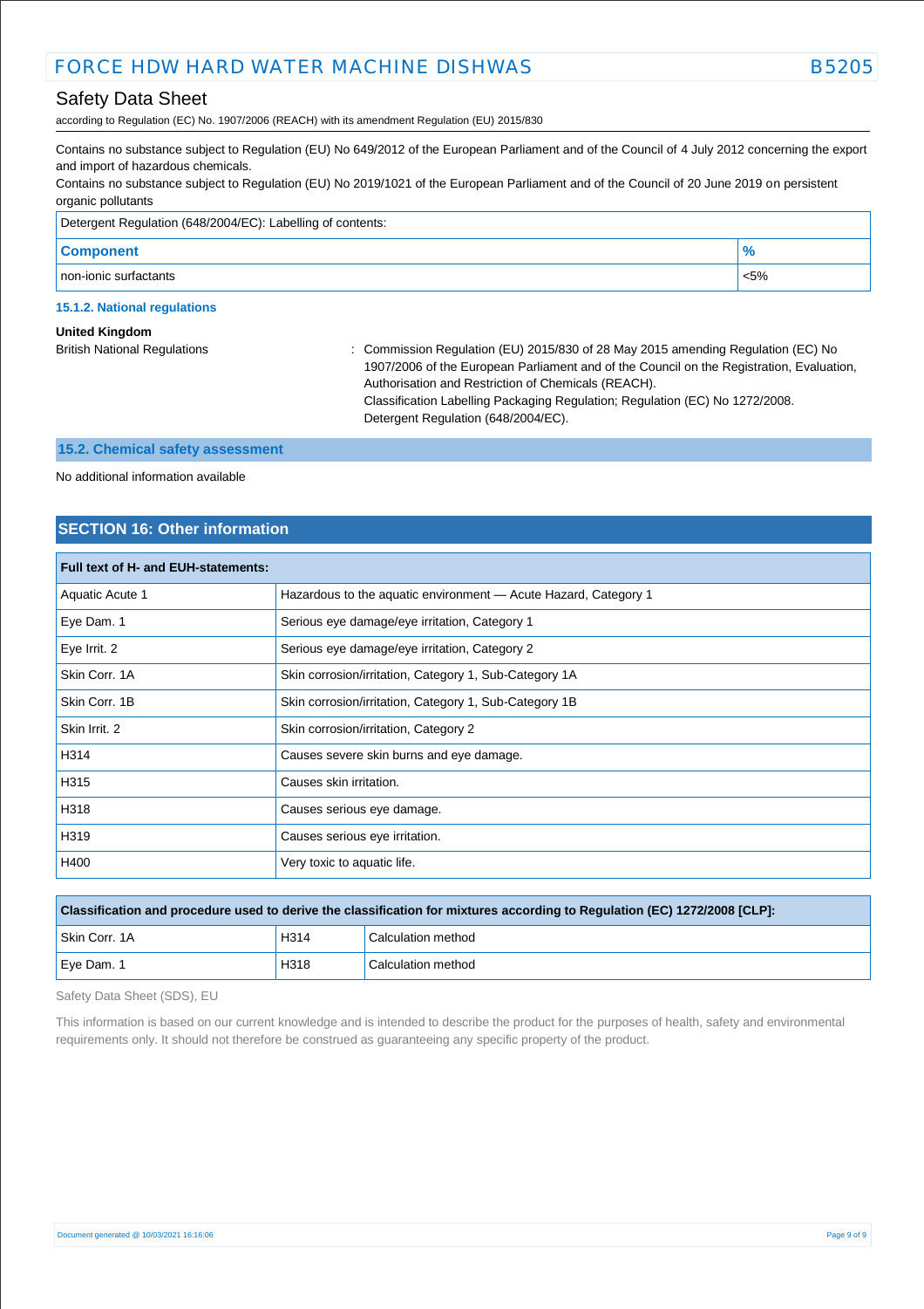Contains no substance subject to Regulation (EU) No 649/2012 of the European Parliament and of the Council of 4 July 2012 concerning the export and import of hazardous chemicals.
Contains no substance subject to Regulation (EU) No 2019/1021 of the European Parliament and of the Council of 20 June 2019 on persistent organic pollutants

| Detergent Regulation (648/2004/EC): Labelling of contents: | |
|---|---|
| **Component** | **%** |
| non-ionic surfactants | <5% |

#### 15.1.2. National regulations

**United Kingdom**

British National Regulations : Commission Regulation (EU) 2015/830 of 28 May 2015 amending Regulation (EC) No 1907/2006 of the European Parliament and of the Council on the Registration, Evaluation, Authorisation and Restriction of Chemicals (REACH).
Classification Labelling Packaging Regulation; Regulation (EC) No 1272/2008.
Detergent Regulation (648/2004/EC).

### 15.2. Chemical safety assessment

No additional information available

## SECTION 16: Other information

| Full text of H- and EUH-statements: | |
|---|---|
| Aquatic Acute 1 | Hazardous to the aquatic environment — Acute Hazard, Category 1 |
| Eye Dam. 1 | Serious eye damage/eye irritation, Category 1 |
| Eye Irrit. 2 | Serious eye damage/eye irritation, Category 2 |
| Skin Corr. 1A | Skin corrosion/irritation, Category 1, Sub-Category 1A |
| Skin Corr. 1B | Skin corrosion/irritation, Category 1, Sub-Category 1B |
| Skin Irrit. 2 | Skin corrosion/irritation, Category 2 |
| H314 | Causes severe skin burns and eye damage. |
| H315 | Causes skin irritation. |
| H318 | Causes serious eye damage. |
| H319 | Causes serious eye irritation. |
| H400 | Very toxic to aquatic life. |

| Classification and procedure used to derive the classification for mixtures according to Regulation (EC) 1272/2008 [CLP]: | | |
|---|---|---|
| Skin Corr. 1A | H314 | Calculation method |
| Eye Dam. 1 | H318 | Calculation method |

Safety Data Sheet (SDS), EU

This information is based on our current knowledge and is intended to describe the product for the purposes of health, safety and environmental requirements only. It should not therefore be construed as guaranteeing any specific property of the product.